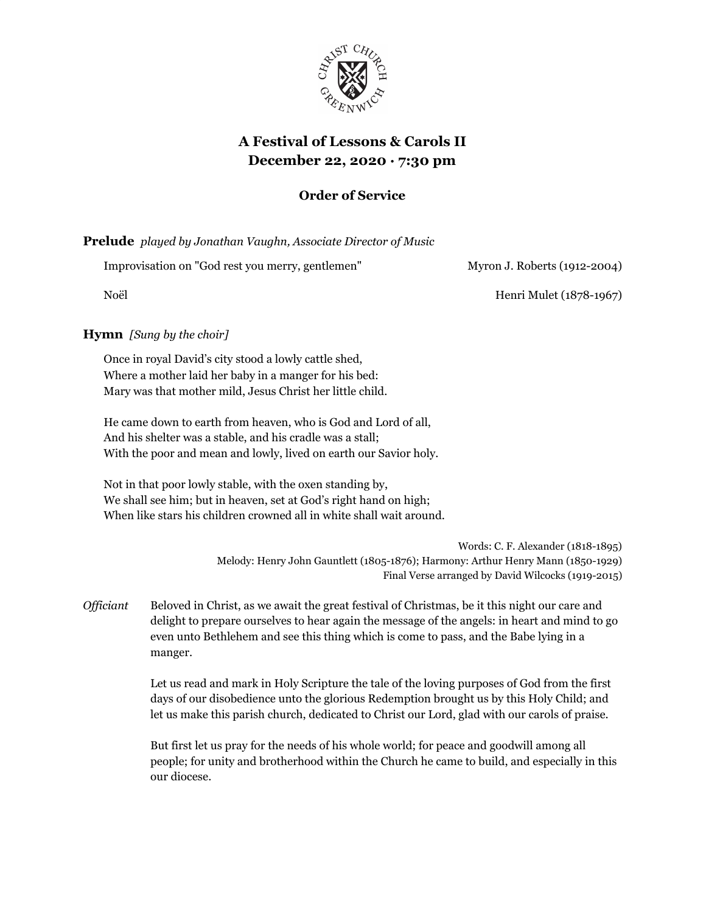# A Festival of Lessons & Carols II
## December 22, 2020 · 7:30 pm

### Order of Service

**Prelude** *played by Jonathan Vaughn, Associate Director of Music*

Improvisation on "God rest you merry, gentlemen" — Myron J. Roberts (1912-2004)

Noël — Henri Mulet (1878-1967)

**Hymn** *[Sung by the choir]*

Once in royal David's city stood a lowly cattle shed,
Where a mother laid her baby in a manger for his bed:
Mary was that mother mild, Jesus Christ her little child.

He came down to earth from heaven, who is God and Lord of all,
And his shelter was a stable, and his cradle was a stall;
With the poor and mean and lowly, lived on earth our Savior holy.

Not in that poor lowly stable, with the oxen standing by,
We shall see him; but in heaven, set at God's right hand on high;
When like stars his children crowned all in white shall wait around.

Words: C. F. Alexander (1818-1895)
Melody: Henry John Gauntlett (1805-1876); Harmony: Arthur Henry Mann (1850-1929)
Final Verse arranged by David Wilcocks (1919-2015)

*Officiant* Beloved in Christ, as we await the great festival of Christmas, be it this night our care and delight to prepare ourselves to hear again the message of the angels: in heart and mind to go even unto Bethlehem and see this thing which is come to pass, and the Babe lying in a manger.

Let us read and mark in Holy Scripture the tale of the loving purposes of God from the first days of our disobedience unto the glorious Redemption brought us by this Holy Child; and let us make this parish church, dedicated to Christ our Lord, glad with our carols of praise.

But first let us pray for the needs of his whole world; for peace and goodwill among all people; for unity and brotherhood within the Church he came to build, and especially in this our diocese.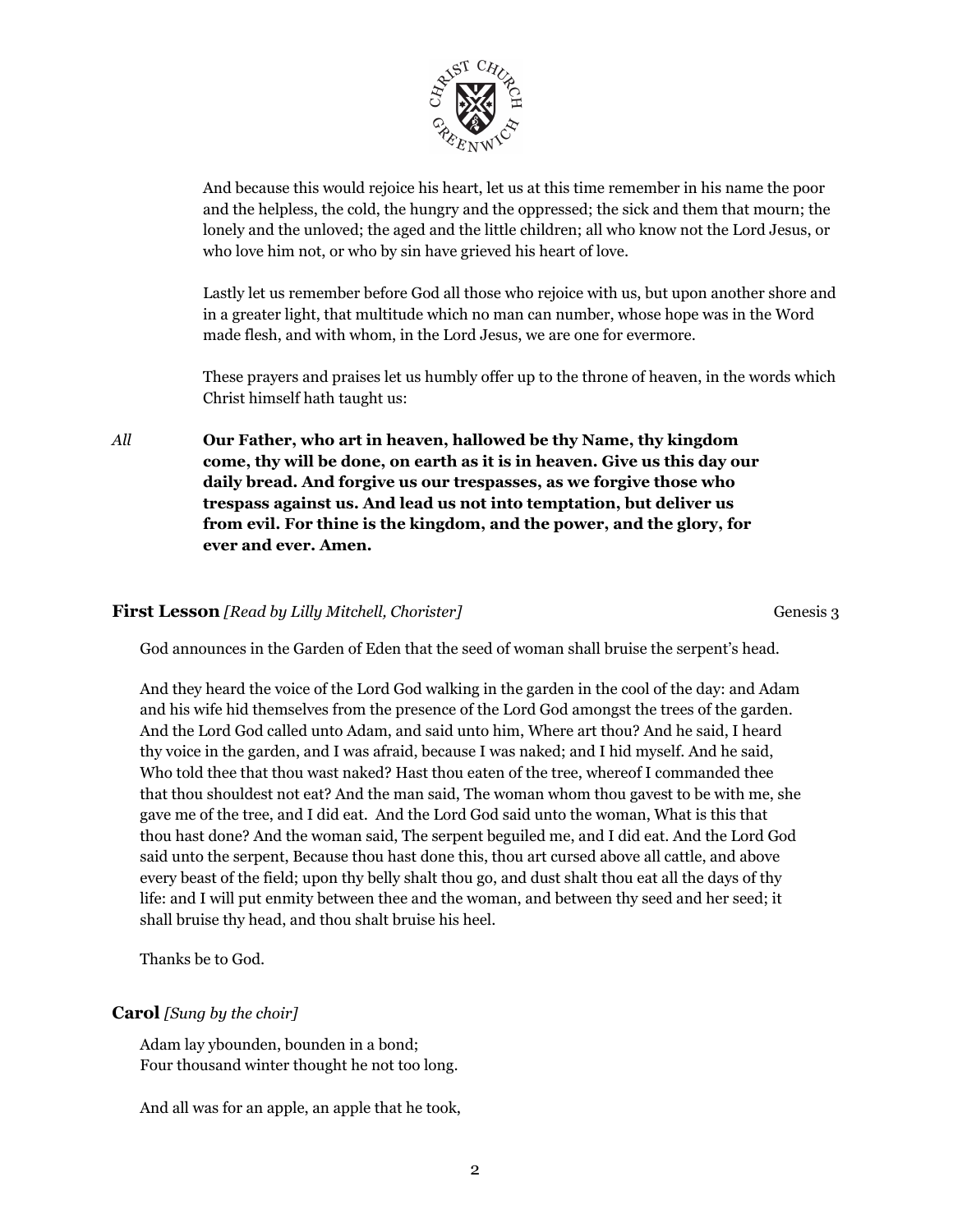And because this would rejoice his heart, let us at this time remember in his name the poor and the helpless, the cold, the hungry and the oppressed; the sick and them that mourn; the lonely and the unloved; the aged and the little children; all who know not the Lord Jesus, or who love him not, or who by sin have grieved his heart of love.

Lastly let us remember before God all those who rejoice with us, but upon another shore and in a greater light, that multitude which no man can number, whose hope was in the Word made flesh, and with whom, in the Lord Jesus, we are one for evermore.

These prayers and praises let us humbly offer up to the throne of heaven, in the words which Christ himself hath taught us:

*All* **Our Father, who art in heaven, hallowed be thy Name, thy kingdom come, thy will be done, on earth as it is in heaven. Give us this day our daily bread. And forgive us our trespasses, as we forgive those who trespass against us. And lead us not into temptation, but deliver us from evil. For thine is the kingdom, and the power, and the glory, for ever and ever. Amen.**

**First Lesson** *[Read by Lilly Mitchell, Chorister]* Genesis 3

God announces in the Garden of Eden that the seed of woman shall bruise the serpent's head.

And they heard the voice of the Lord God walking in the garden in the cool of the day: and Adam and his wife hid themselves from the presence of the Lord God amongst the trees of the garden. And the Lord God called unto Adam, and said unto him, Where art thou? And he said, I heard thy voice in the garden, and I was afraid, because I was naked; and I hid myself. And he said, Who told thee that thou wast naked? Hast thou eaten of the tree, whereof I commanded thee that thou shouldest not eat? And the man said, The woman whom thou gavest to be with me, she gave me of the tree, and I did eat. And the Lord God said unto the woman, What is this that thou hast done? And the woman said, The serpent beguiled me, and I did eat. And the Lord God said unto the serpent, Because thou hast done this, thou art cursed above all cattle, and above every beast of the field; upon thy belly shalt thou go, and dust shalt thou eat all the days of thy life: and I will put enmity between thee and the woman, and between thy seed and her seed; it shall bruise thy head, and thou shalt bruise his heel.

Thanks be to God.

**Carol** *[Sung by the choir]*

Adam lay ybounden, bounden in a bond;
Four thousand winter thought he not too long.

And all was for an apple, an apple that he took,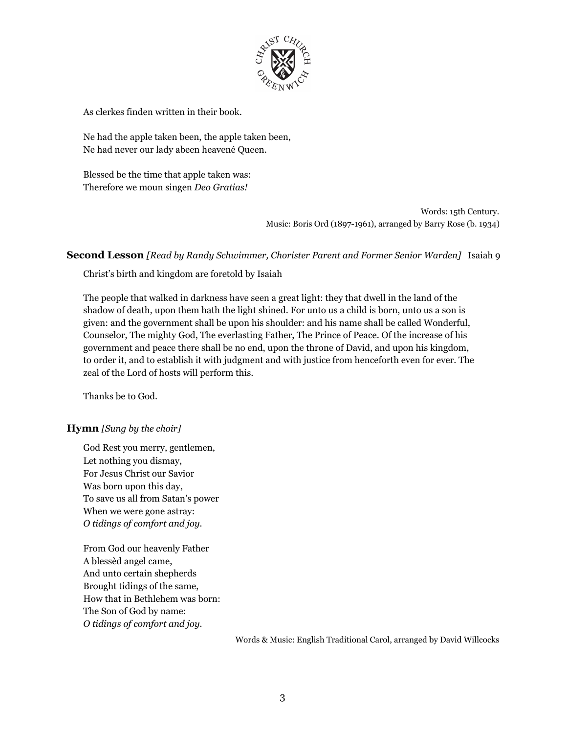As clerkes finden written in their book.

Ne had the apple taken been, the apple taken been,
Ne had never our lady abeen heavené Queen.

Blessed be the time that apple taken was:
Therefore we moun singen *Deo Gratias!*

Words: 15th Century.
Music: Boris Ord (1897-1961), arranged by Barry Rose (b. 1934)

**Second Lesson** *[Read by Randy Schwimmer, Chorister Parent and Former Senior Warden]* Isaiah 9

Christ's birth and kingdom are foretold by Isaiah

The people that walked in darkness have seen a great light: they that dwell in the land of the shadow of death, upon them hath the light shined. For unto us a child is born, unto us a son is given: and the government shall be upon his shoulder: and his name shall be called Wonderful, Counselor, The mighty God, The everlasting Father, The Prince of Peace. Of the increase of his government and peace there shall be no end, upon the throne of David, and upon his kingdom, to order it, and to establish it with judgment and with justice from henceforth even for ever. The zeal of the Lord of hosts will perform this.

Thanks be to God.

**Hymn** *[Sung by the choir]*

God Rest you merry, gentlemen,
Let nothing you dismay,
For Jesus Christ our Savior
Was born upon this day,
To save us all from Satan's power
When we were gone astray:
*O tidings of comfort and joy.*

From God our heavenly Father
A blessèd angel came,
And unto certain shepherds
Brought tidings of the same,
How that in Bethlehem was born:
The Son of God by name:
*O tidings of comfort and joy.*

Words & Music: English Traditional Carol, arranged by David Willcocks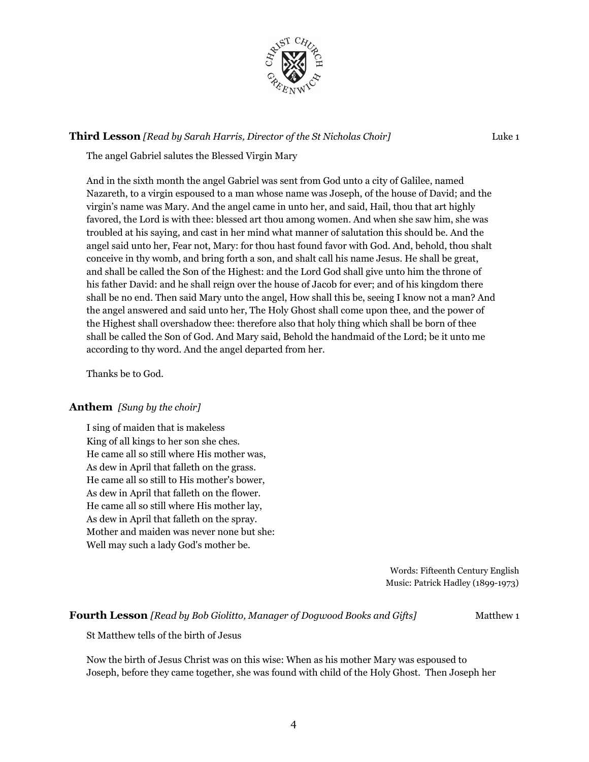**Third Lesson** *[Read by Sarah Harris, Director of the St Nicholas Choir]* Luke 1

The angel Gabriel salutes the Blessed Virgin Mary

And in the sixth month the angel Gabriel was sent from God unto a city of Galilee, named Nazareth, to a virgin espoused to a man whose name was Joseph, of the house of David; and the virgin's name was Mary. And the angel came in unto her, and said, Hail, thou that art highly favored, the Lord is with thee: blessed art thou among women. And when she saw him, she was troubled at his saying, and cast in her mind what manner of salutation this should be. And the angel said unto her, Fear not, Mary: for thou hast found favor with God. And, behold, thou shalt conceive in thy womb, and bring forth a son, and shalt call his name Jesus. He shall be great, and shall be called the Son of the Highest: and the Lord God shall give unto him the throne of his father David: and he shall reign over the house of Jacob for ever; and of his kingdom there shall be no end. Then said Mary unto the angel, How shall this be, seeing I know not a man? And the angel answered and said unto her, The Holy Ghost shall come upon thee, and the power of the Highest shall overshadow thee: therefore also that holy thing which shall be born of thee shall be called the Son of God. And Mary said, Behold the handmaid of the Lord; be it unto me according to thy word. And the angel departed from her.

Thanks be to God.

**Anthem** *[Sung by the choir]*

I sing of maiden that is makeless
King of all kings to her son she ches.
He came all so still where His mother was,
As dew in April that falleth on the grass.
He came all so still to His mother's bower,
As dew in April that falleth on the flower.
He came all so still where His mother lay,
As dew in April that falleth on the spray.
Mother and maiden was never none but she:
Well may such a lady God's mother be.

Words: Fifteenth Century English
Music: Patrick Hadley (1899-1973)

**Fourth Lesson** *[Read by Bob Giolitto, Manager of Dogwood Books and Gifts]* Matthew 1

St Matthew tells of the birth of Jesus

Now the birth of Jesus Christ was on this wise: When as his mother Mary was espoused to Joseph, before they came together, she was found with child of the Holy Ghost. Then Joseph her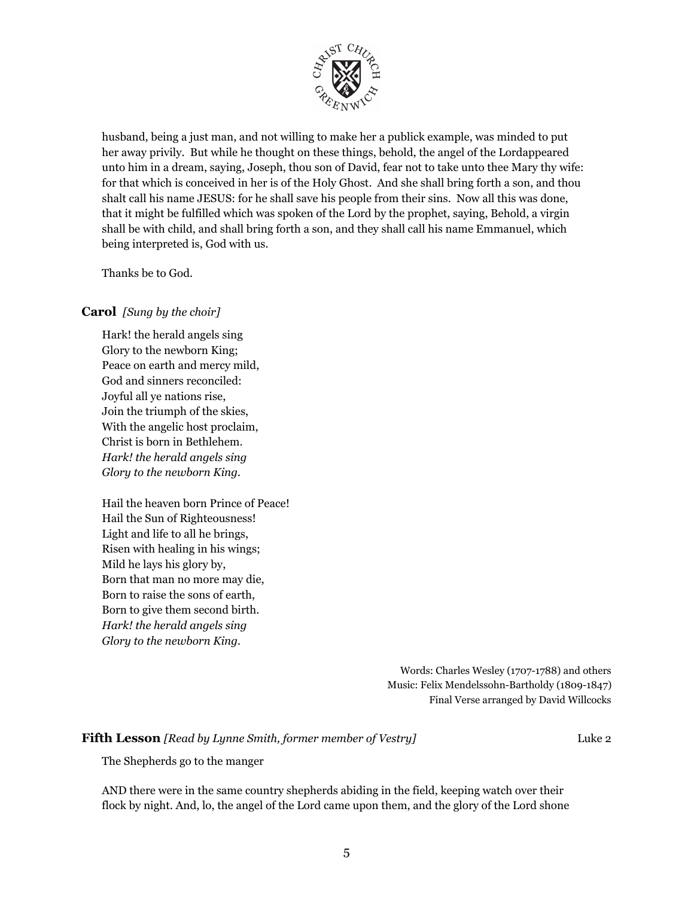husband, being a just man, and not willing to make her a publick example, was minded to put her away privily. But while he thought on these things, behold, the angel of the Lordappeared unto him in a dream, saying, Joseph, thou son of David, fear not to take unto thee Mary thy wife: for that which is conceived in her is of the Holy Ghost. And she shall bring forth a son, and thou shalt call his name JESUS: for he shall save his people from their sins. Now all this was done, that it might be fulfilled which was spoken of the Lord by the prophet, saying, Behold, a virgin shall be with child, and shall bring forth a son, and they shall call his name Emmanuel, which being interpreted is, God with us.

Thanks be to God.

### **Carol** *[Sung by the choir]*

Hark! the herald angels sing
Glory to the newborn King;
Peace on earth and mercy mild,
God and sinners reconciled:
Joyful all ye nations rise,
Join the triumph of the skies,
With the angelic host proclaim,
Christ is born in Bethlehem.
*Hark! the herald angels sing*
*Glory to the newborn King.*

Hail the heaven born Prince of Peace!
Hail the Sun of Righteousness!
Light and life to all he brings,
Risen with healing in his wings;
Mild he lays his glory by,
Born that man no more may die,
Born to raise the sons of earth,
Born to give them second birth.
*Hark! the herald angels sing*
*Glory to the newborn King.*

Words: Charles Wesley (1707-1788) and others
Music: Felix Mendelssohn-Bartholdy (1809-1847)
Final Verse arranged by David Willcocks

### **Fifth Lesson** *[Read by Lynne Smith, former member of Vestry]* Luke 2

The Shepherds go to the manger

AND there were in the same country shepherds abiding in the field, keeping watch over their flock by night. And, lo, the angel of the Lord came upon them, and the glory of the Lord shone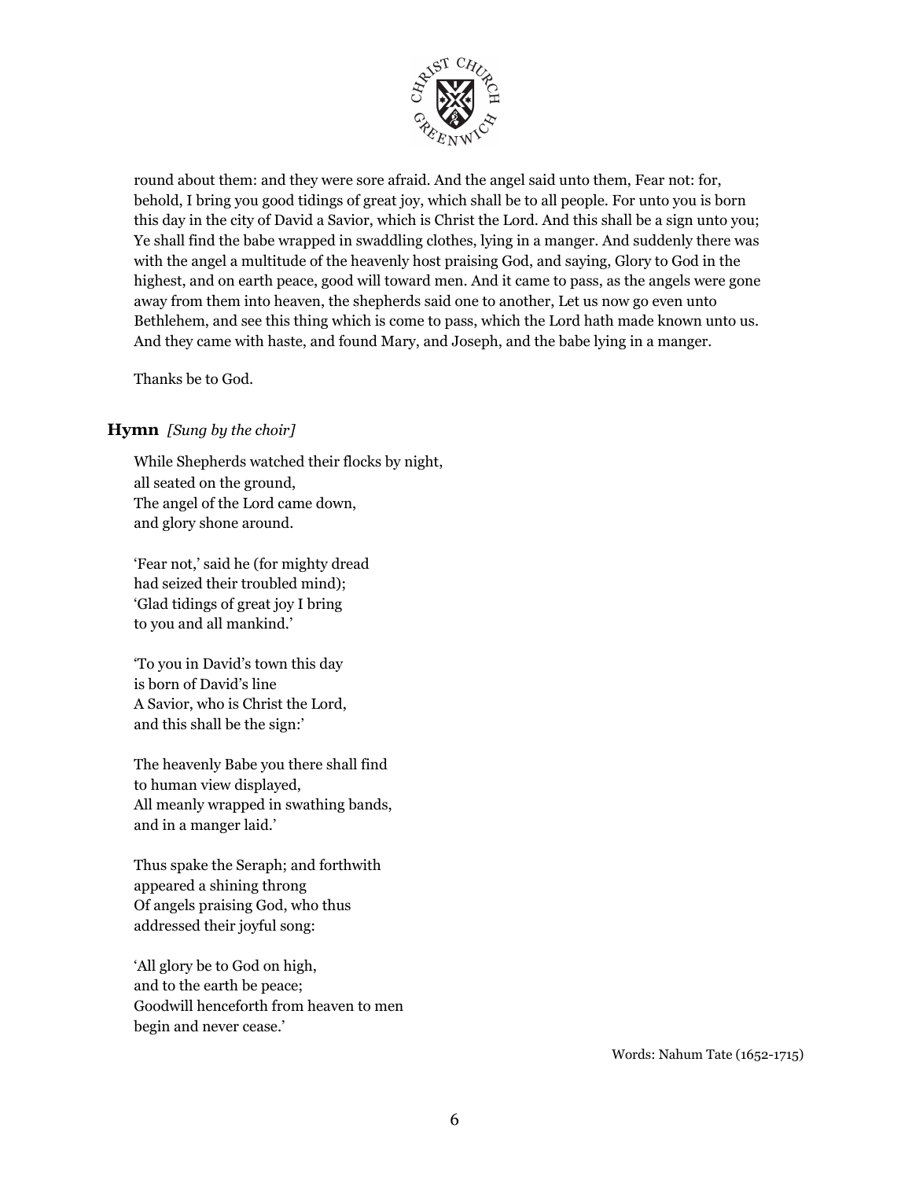round about them: and they were sore afraid. And the angel said unto them, Fear not: for, behold, I bring you good tidings of great joy, which shall be to all people. For unto you is born this day in the city of David a Savior, which is Christ the Lord. And this shall be a sign unto you; Ye shall find the babe wrapped in swaddling clothes, lying in a manger. And suddenly there was with the angel a multitude of the heavenly host praising God, and saying, Glory to God in the highest, and on earth peace, good will toward men. And it came to pass, as the angels were gone away from them into heaven, the shepherds said one to another, Let us now go even unto Bethlehem, and see this thing which is come to pass, which the Lord hath made known unto us. And they came with haste, and found Mary, and Joseph, and the babe lying in a manger.

Thanks be to God.

**Hymn** *[Sung by the choir]*

While Shepherds watched their flocks by night,
all seated on the ground,
The angel of the Lord came down,
and glory shone around.

'Fear not,' said he (for mighty dread
had seized their troubled mind);
'Glad tidings of great joy I bring
to you and all mankind.'

'To you in David's town this day
is born of David's line
A Savior, who is Christ the Lord,
and this shall be the sign:'

The heavenly Babe you there shall find
to human view displayed,
All meanly wrapped in swathing bands,
and in a manger laid.'

Thus spake the Seraph; and forthwith
appeared a shining throng
Of angels praising God, who thus
addressed their joyful song:

'All glory be to God on high,
and to the earth be peace;
Goodwill henceforth from heaven to men
begin and never cease.'

Words: Nahum Tate (1652-1715)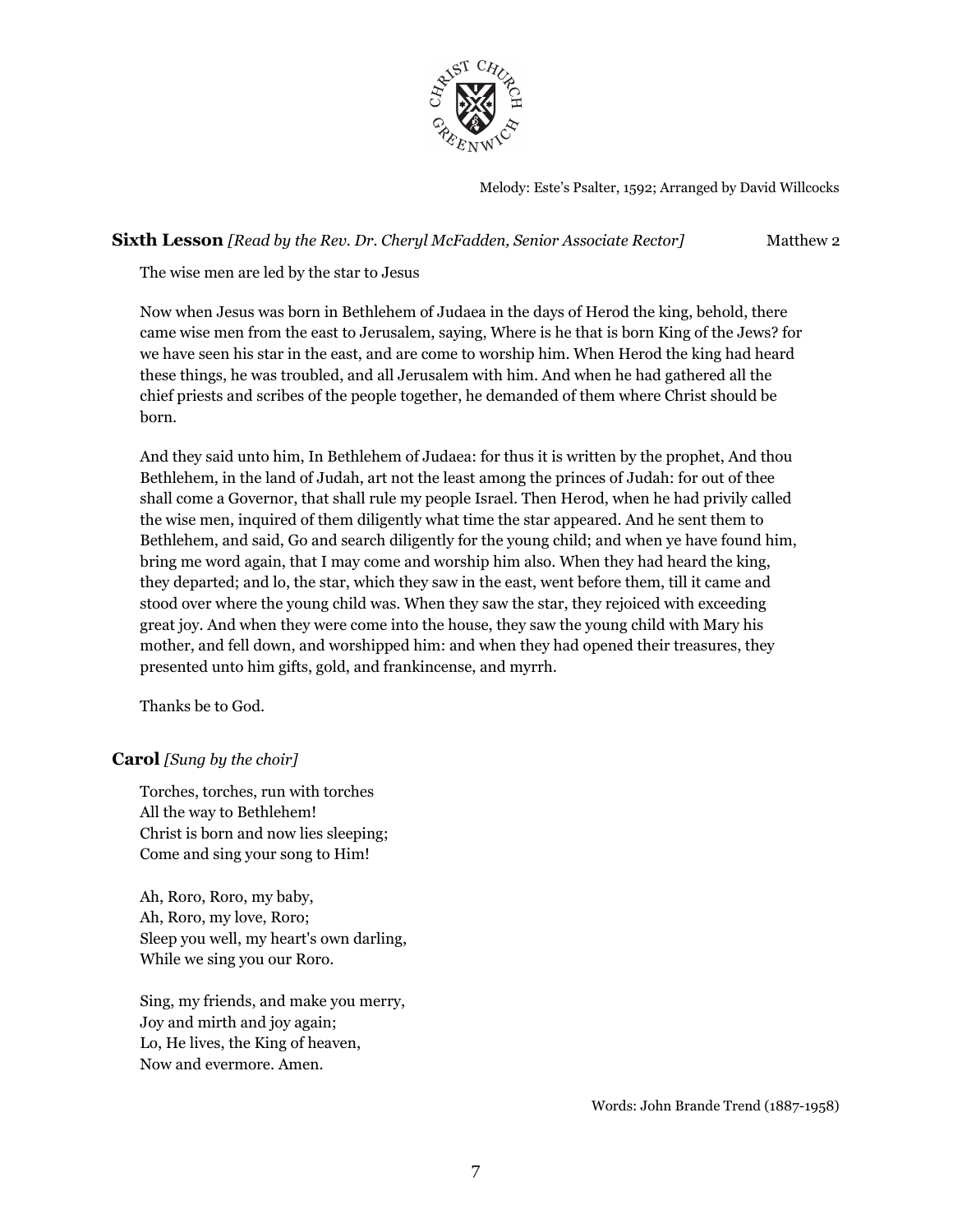Melody: Este's Psalter, 1592; Arranged by David Willcocks

**Sixth Lesson** *[Read by the Rev. Dr. Cheryl McFadden, Senior Associate Rector]* Matthew 2

The wise men are led by the star to Jesus

Now when Jesus was born in Bethlehem of Judaea in the days of Herod the king, behold, there came wise men from the east to Jerusalem, saying, Where is he that is born King of the Jews? for we have seen his star in the east, and are come to worship him. When Herod the king had heard these things, he was troubled, and all Jerusalem with him. And when he had gathered all the chief priests and scribes of the people together, he demanded of them where Christ should be born.

And they said unto him, In Bethlehem of Judaea: for thus it is written by the prophet, And thou Bethlehem, in the land of Judah, art not the least among the princes of Judah: for out of thee shall come a Governor, that shall rule my people Israel. Then Herod, when he had privily called the wise men, inquired of them diligently what time the star appeared. And he sent them to Bethlehem, and said, Go and search diligently for the young child; and when ye have found him, bring me word again, that I may come and worship him also. When they had heard the king, they departed; and lo, the star, which they saw in the east, went before them, till it came and stood over where the young child was. When they saw the star, they rejoiced with exceeding great joy. And when they were come into the house, they saw the young child with Mary his mother, and fell down, and worshipped him: and when they had opened their treasures, they presented unto him gifts, gold, and frankincense, and myrrh.

Thanks be to God.

**Carol** *[Sung by the choir]*

Torches, torches, run with torches
All the way to Bethlehem!
Christ is born and now lies sleeping;
Come and sing your song to Him!

Ah, Roro, Roro, my baby,
Ah, Roro, my love, Roro;
Sleep you well, my heart's own darling,
While we sing you our Roro.

Sing, my friends, and make you merry,
Joy and mirth and joy again;
Lo, He lives, the King of heaven,
Now and evermore. Amen.

Words: John Brande Trend (1887-1958)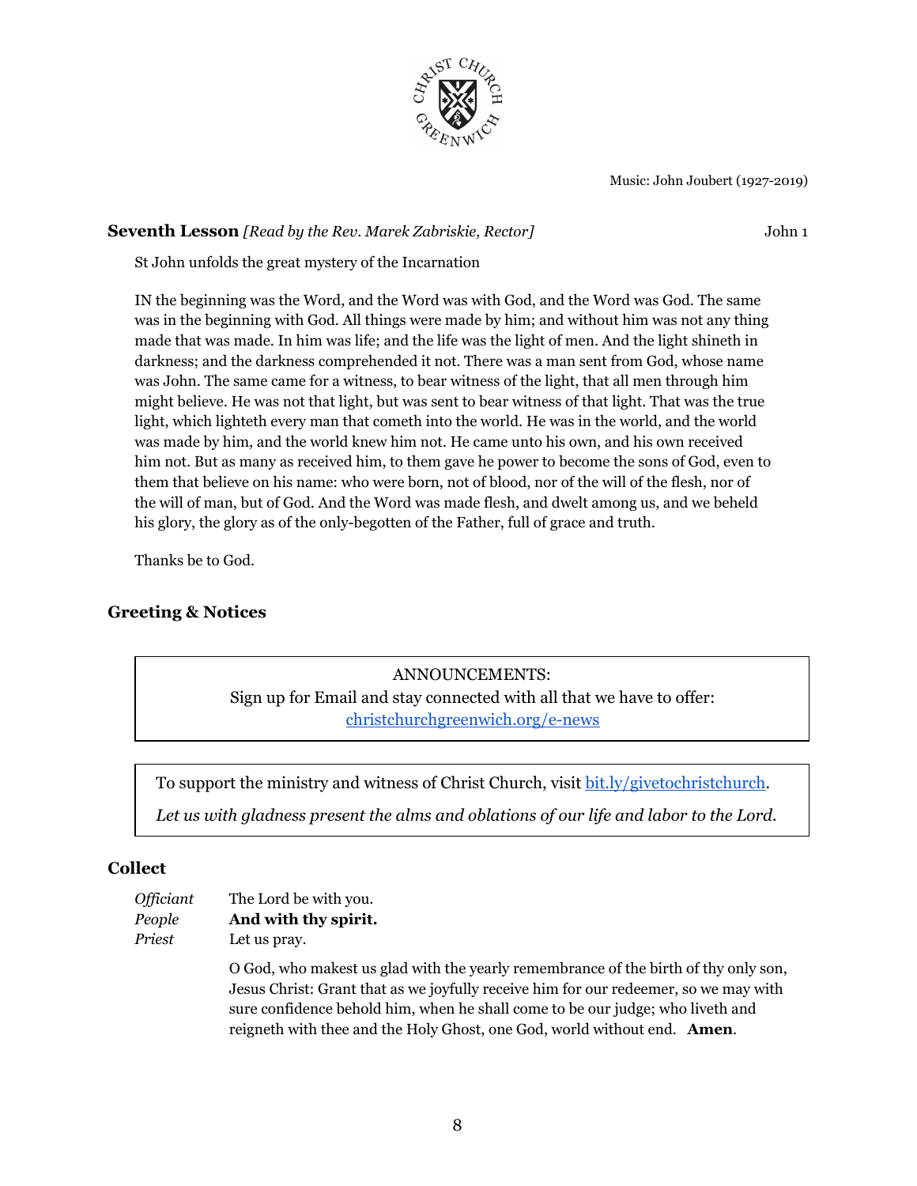Music: John Joubert (1927-2019)

**Seventh Lesson** *[Read by the Rev. Marek Zabriskie, Rector]* John 1

St John unfolds the great mystery of the Incarnation

IN the beginning was the Word, and the Word was with God, and the Word was God. The same was in the beginning with God. All things were made by him; and without him was not any thing made that was made. In him was life; and the life was the light of men. And the light shineth in darkness; and the darkness comprehended it not. There was a man sent from God, whose name was John. The same came for a witness, to bear witness of the light, that all men through him might believe. He was not that light, but was sent to bear witness of that light. That was the true light, which lighteth every man that cometh into the world. He was in the world, and the world was made by him, and the world knew him not. He came unto his own, and his own received him not. But as many as received him, to them gave he power to become the sons of God, even to them that believe on his name: who were born, not of blood, nor of the will of the flesh, nor of the will of man, but of God. And the Word was made flesh, and dwelt among us, and we beheld his glory, the glory as of the only-begotten of the Father, full of grace and truth.

Thanks be to God.

### Greeting & Notices

ANNOUNCEMENTS:
Sign up for Email and stay connected with all that we have to offer:
christchurchgreenwich.org/e-news

To support the ministry and witness of Christ Church, visit bit.ly/givetochristchurch.

*Let us with gladness present the alms and oblations of our life and labor to the Lord.*

### Collect

*Officiant* The Lord be with you.
*People* **And with thy spirit.**
*Priest* Let us pray.

O God, who makest us glad with the yearly remembrance of the birth of thy only son, Jesus Christ: Grant that as we joyfully receive him for our redeemer, so we may with sure confidence behold him, when he shall come to be our judge; who liveth and reigneth with thee and the Holy Ghost, one God, world without end. **Amen**.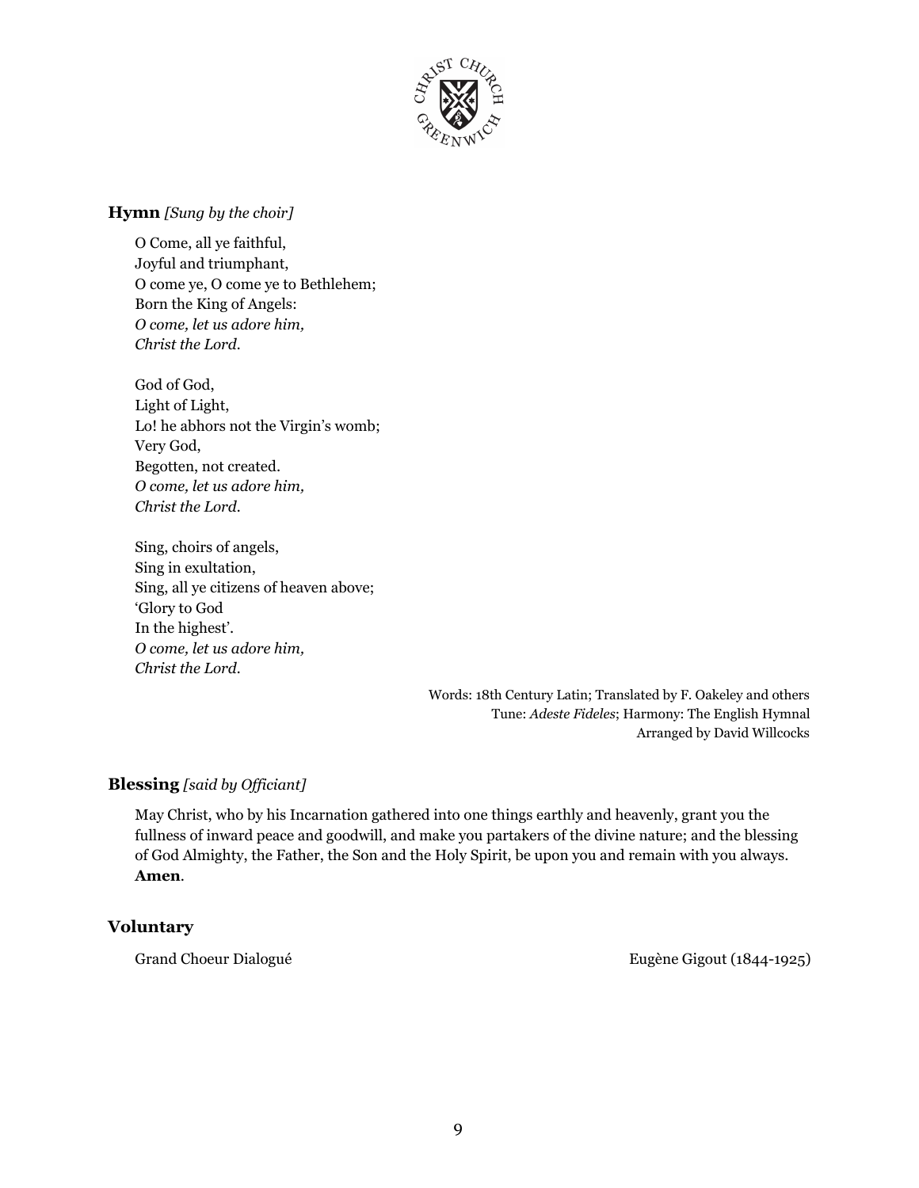**Hymn** *[Sung by the choir]*

O Come, all ye faithful,
Joyful and triumphant,
O come ye, O come ye to Bethlehem;
Born the King of Angels:
*O come, let us adore him,*
*Christ the Lord.*

God of God,
Light of Light,
Lo! he abhors not the Virgin's womb;
Very God,
Begotten, not created.
*O come, let us adore him,*
*Christ the Lord.*

Sing, choirs of angels,
Sing in exultation,
Sing, all ye citizens of heaven above;
'Glory to God
In the highest'.
*O come, let us adore him,*
*Christ the Lord.*

Words: 18th Century Latin; Translated by F. Oakeley and others
Tune: *Adeste Fideles*; Harmony: The English Hymnal
Arranged by David Willcocks

**Blessing** *[said by Officiant]*

May Christ, who by his Incarnation gathered into one things earthly and heavenly, grant you the fullness of inward peace and goodwill, and make you partakers of the divine nature; and the blessing of God Almighty, the Father, the Son and the Holy Spirit, be upon you and remain with you always. **Amen**.

**Voluntary**

Grand Choeur Dialogué — Eugène Gigout (1844-1925)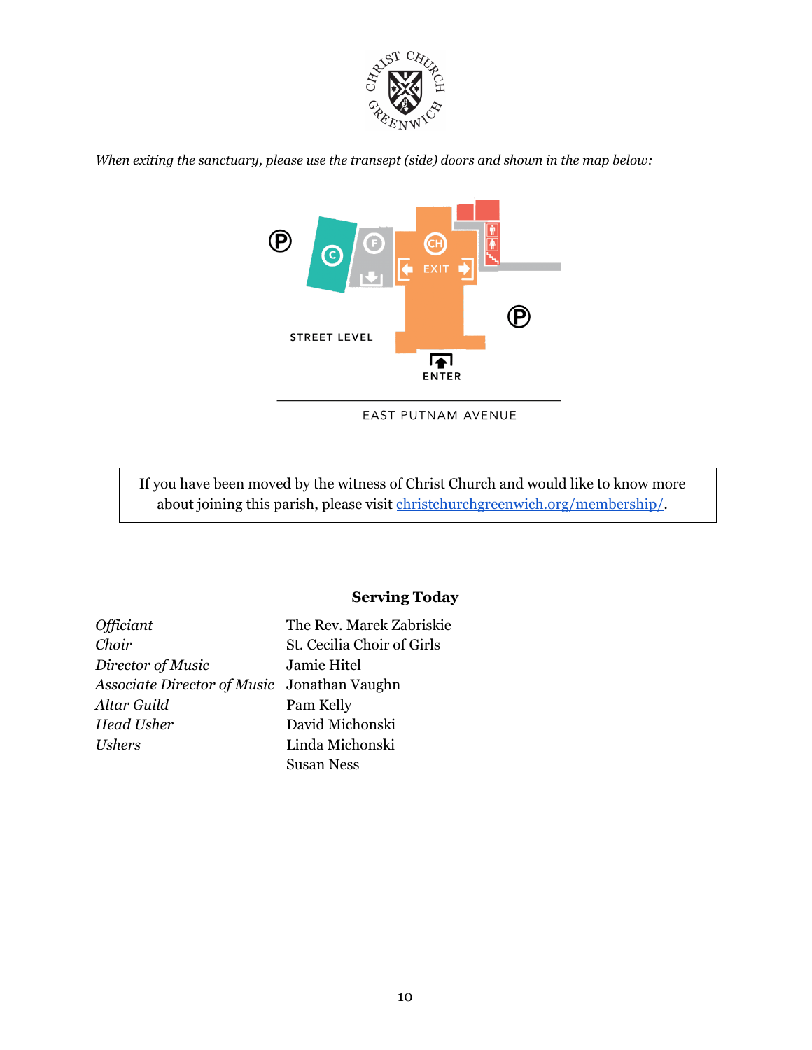*When exiting the sanctuary, please use the transept (side) doors and shown in the map below:*

STREET LEVEL

EXIT

ENTER

EAST PUTNAM AVENUE

> If you have been moved by the witness of Christ Church and would like to know more about joining this parish, please visit [christchurchgreenwich.org/membership/](christchurchgreenwich.org/membership/).

## Serving Today

| | |
|---|---|
| *Officiant* | The Rev. Marek Zabriskie |
| *Choir* | St. Cecilia Choir of Girls |
| *Director of Music* | Jamie Hitel |
| *Associate Director of Music* | Jonathan Vaughn |
| *Altar Guild* | Pam Kelly |
| *Head Usher* | David Michonski |
| *Ushers* | Linda Michonski |
| | Susan Ness |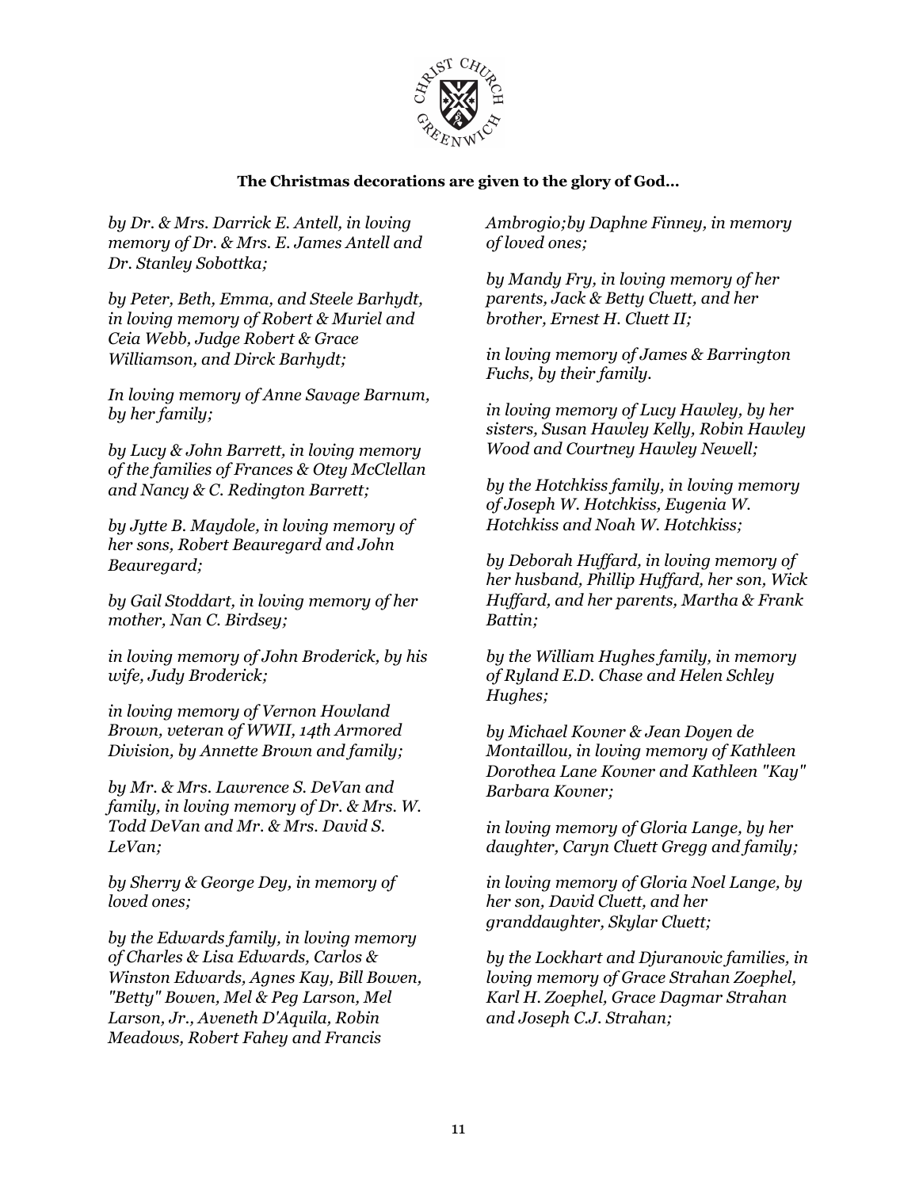**The Christmas decorations are given to the glory of God...**

*by Dr. & Mrs. Darrick E. Antell, in loving memory of Dr. & Mrs. E. James Antell and Dr. Stanley Sobottka;*

*by Peter, Beth, Emma, and Steele Barhydt, in loving memory of Robert & Muriel and Ceia Webb, Judge Robert & Grace Williamson, and Dirck Barhydt;*

*In loving memory of Anne Savage Barnum, by her family;*

*by Lucy & John Barrett, in loving memory of the families of Frances & Otey McClellan and Nancy & C. Redington Barrett;*

*by Jytte B. Maydole, in loving memory of her sons, Robert Beauregard and John Beauregard;*

*by Gail Stoddart, in loving memory of her mother, Nan C. Birdsey;*

*in loving memory of John Broderick, by his wife, Judy Broderick;*

*in loving memory of Vernon Howland Brown, veteran of WWII, 14th Armored Division, by Annette Brown and family;*

*by Mr. & Mrs. Lawrence S. DeVan and family, in loving memory of Dr. & Mrs. W. Todd DeVan and Mr. & Mrs. David S. LeVan;*

*by Sherry & George Dey, in memory of loved ones;*

*by the Edwards family, in loving memory of Charles & Lisa Edwards, Carlos & Winston Edwards, Agnes Kay, Bill Bowen, "Betty" Bowen, Mel & Peg Larson, Mel Larson, Jr., Aveneth D'Aquila, Robin Meadows, Robert Fahey and Francis Ambrogio;by Daphne Finney, in memory of loved ones;*

*by Mandy Fry, in loving memory of her parents, Jack & Betty Cluett, and her brother, Ernest H. Cluett II;*

*in loving memory of James & Barrington Fuchs, by their family.*

*in loving memory of Lucy Hawley, by her sisters, Susan Hawley Kelly, Robin Hawley Wood and Courtney Hawley Newell;*

*by the Hotchkiss family, in loving memory of Joseph W. Hotchkiss, Eugenia W. Hotchkiss and Noah W. Hotchkiss;*

*by Deborah Huffard, in loving memory of her husband, Phillip Huffard, her son, Wick Huffard, and her parents, Martha & Frank Battin;*

*by the William Hughes family, in memory of Ryland E.D. Chase and Helen Schley Hughes;*

*by Michael Kovner & Jean Doyen de Montaillou, in loving memory of Kathleen Dorothea Lane Kovner and Kathleen "Kay" Barbara Kovner;*

*in loving memory of Gloria Lange, by her daughter, Caryn Cluett Gregg and family;*

*in loving memory of Gloria Noel Lange, by her son, David Cluett, and her granddaughter, Skylar Cluett;*

*by the Lockhart and Djuranovic families, in loving memory of Grace Strahan Zoephel, Karl H. Zoephel, Grace Dagmar Strahan and Joseph C.J. Strahan;*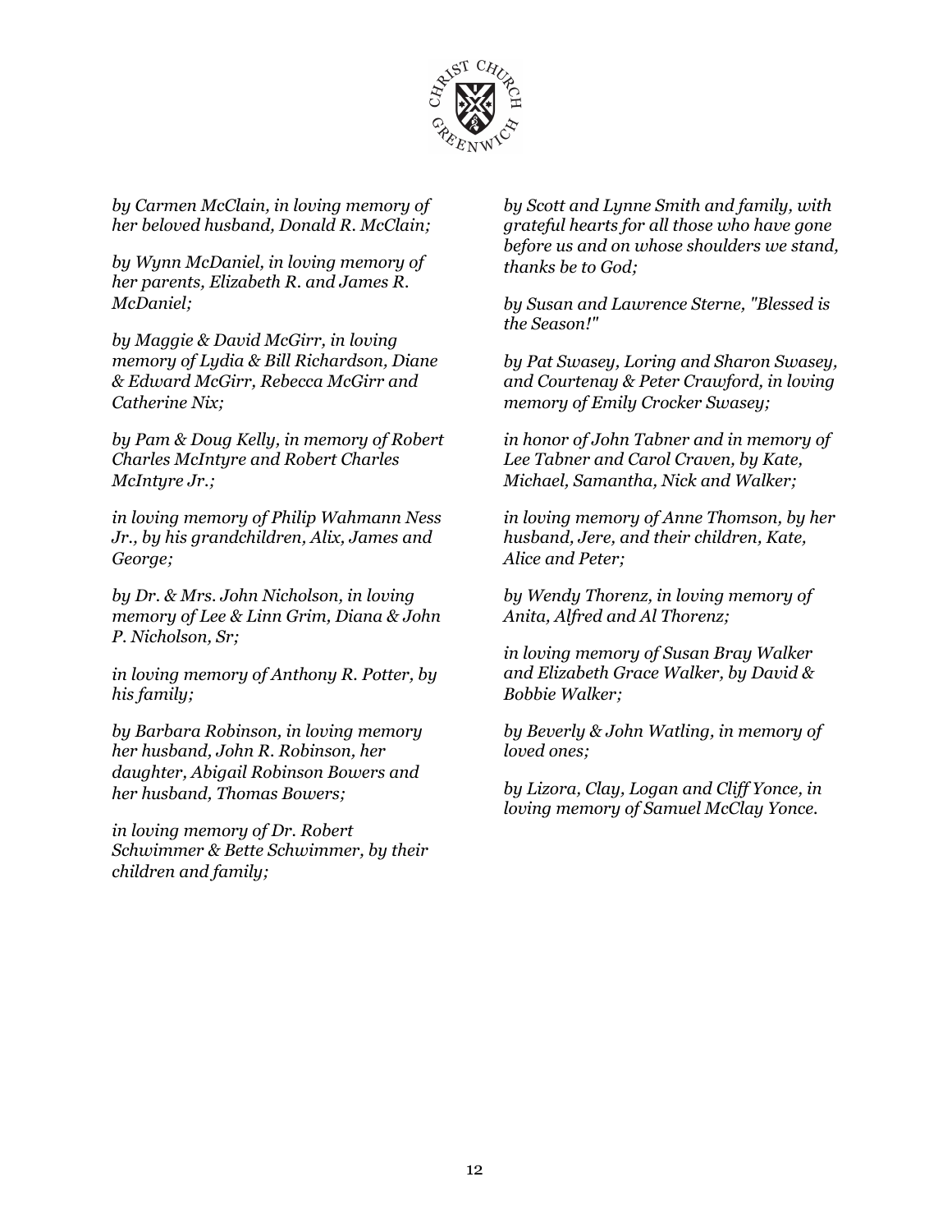*by Carmen McClain, in loving memory of her beloved husband, Donald R. McClain;*

*by Wynn McDaniel, in loving memory of her parents, Elizabeth R. and James R. McDaniel;*

*by Maggie & David McGirr, in loving memory of Lydia & Bill Richardson, Diane & Edward McGirr, Rebecca McGirr and Catherine Nix;*

*by Pam & Doug Kelly, in memory of Robert Charles McIntyre and Robert Charles McIntyre Jr.;*

*in loving memory of Philip Wahmann Ness Jr., by his grandchildren, Alix, James and George;*

*by Dr. & Mrs. John Nicholson, in loving memory of Lee & Linn Grim, Diana & John P. Nicholson, Sr;*

*in loving memory of Anthony R. Potter, by his family;*

*by Barbara Robinson, in loving memory her husband, John R. Robinson, her daughter, Abigail Robinson Bowers and her husband, Thomas Bowers;*

*in loving memory of Dr. Robert Schwimmer & Bette Schwimmer, by their children and family;*

*by Scott and Lynne Smith and family, with grateful hearts for all those who have gone before us and on whose shoulders we stand, thanks be to God;*

*by Susan and Lawrence Sterne, "Blessed is the Season!"*

*by Pat Swasey, Loring and Sharon Swasey, and Courtenay & Peter Crawford, in loving memory of Emily Crocker Swasey;*

*in honor of John Tabner and in memory of Lee Tabner and Carol Craven, by Kate, Michael, Samantha, Nick and Walker;*

*in loving memory of Anne Thomson, by her husband, Jere, and their children, Kate, Alice and Peter;*

*by Wendy Thorenz, in loving memory of Anita, Alfred and Al Thorenz;*

*in loving memory of Susan Bray Walker and Elizabeth Grace Walker, by David & Bobbie Walker;*

*by Beverly & John Watling, in memory of loved ones;*

*by Lizora, Clay, Logan and Cliff Yonce, in loving memory of Samuel McClay Yonce.*